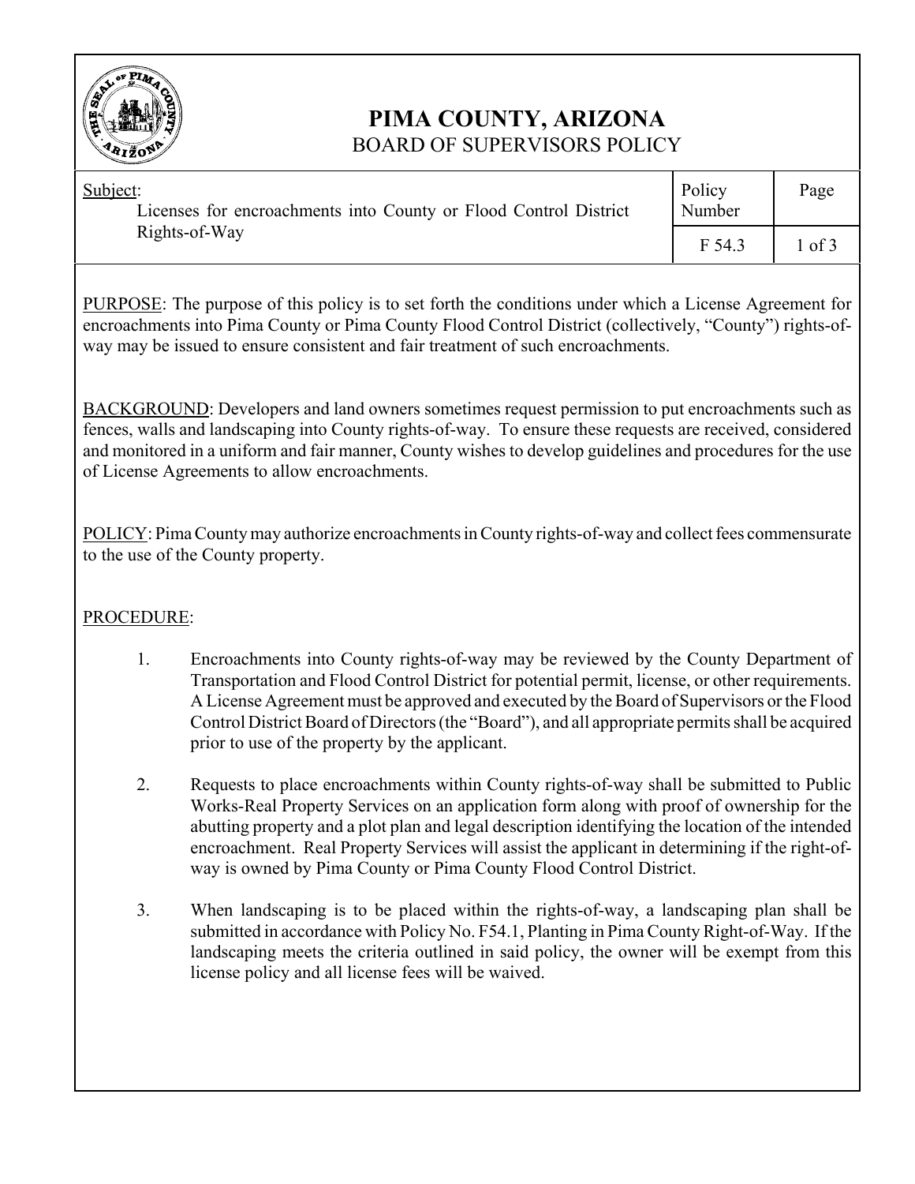# PIMA COUNTY, ARIZONA

## BOARD OF SUPERVISORS POLICY

| Subject: Licenses for encroachments into County or Flood Control District Rights-of-Way | Policy Number | Page |
|---|---|---|
| | F 54.3 | 1 of 3 |

PURPOSE: The purpose of this policy is to set forth the conditions under which a License Agreement for encroachments into Pima County or Pima County Flood Control District (collectively, "County") rights-of-way may be issued to ensure consistent and fair treatment of such encroachments.

BACKGROUND: Developers and land owners sometimes request permission to put encroachments such as fences, walls and landscaping into County rights-of-way. To ensure these requests are received, considered and monitored in a uniform and fair manner, County wishes to develop guidelines and procedures for the use of License Agreements to allow encroachments.

POLICY: Pima County may authorize encroachments in County rights-of-way and collect fees commensurate to the use of the County property.

PROCEDURE:

1. Encroachments into County rights-of-way may be reviewed by the County Department of Transportation and Flood Control District for potential permit, license, or other requirements. A License Agreement must be approved and executed by the Board of Supervisors or the Flood Control District Board of Directors (the "Board"), and all appropriate permits shall be acquired prior to use of the property by the applicant.

2. Requests to place encroachments within County rights-of-way shall be submitted to Public Works-Real Property Services on an application form along with proof of ownership for the abutting property and a plot plan and legal description identifying the location of the intended encroachment. Real Property Services will assist the applicant in determining if the right-of-way is owned by Pima County or Pima County Flood Control District.

3. When landscaping is to be placed within the rights-of-way, a landscaping plan shall be submitted in accordance with Policy No. F54.1, Planting in Pima County Right-of-Way. If the landscaping meets the criteria outlined in said policy, the owner will be exempt from this license policy and all license fees will be waived.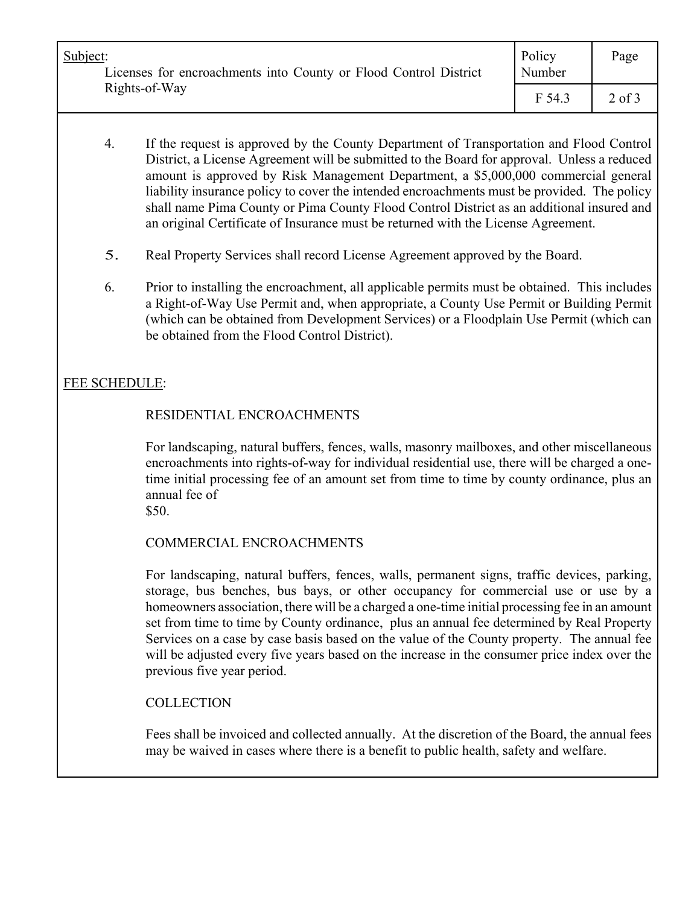4. If the request is approved by the County Department of Transportation and Flood Control District, a License Agreement will be submitted to the Board for approval. Unless a reduced amount is approved by Risk Management Department, a $5,000,000 commercial general liability insurance policy to cover the intended encroachments must be provided. The policy shall name Pima County or Pima County Flood Control District as an additional insured and an original Certificate of Insurance must be returned with the License Agreement.

5. Real Property Services shall record License Agreement approved by the Board.

6. Prior to installing the encroachment, all applicable permits must be obtained. This includes a Right-of-Way Use Permit and, when appropriate, a County Use Permit or Building Permit (which can be obtained from Development Services) or a Floodplain Use Permit (which can be obtained from the Flood Control District).

## FEE SCHEDULE:

### RESIDENTIAL ENCROACHMENTS

For landscaping, natural buffers, fences, walls, masonry mailboxes, and other miscellaneous encroachments into rights-of-way for individual residential use, there will be charged a one-time initial processing fee of an amount set from time to time by county ordinance, plus an annual fee of $50.

### COMMERCIAL ENCROACHMENTS

For landscaping, natural buffers, fences, walls, permanent signs, traffic devices, parking, storage, bus benches, bus bays, or other occupancy for commercial use or use by a homeowners association, there will be a charged a one-time initial processing fee in an amount set from time to time by County ordinance, plus an annual fee determined by Real Property Services on a case by case basis based on the value of the County property. The annual fee will be adjusted every five years based on the increase in the consumer price index over the previous five year period.

### COLLECTION

Fees shall be invoiced and collected annually. At the discretion of the Board, the annual fees may be waived in cases where there is a benefit to public health, safety and welfare.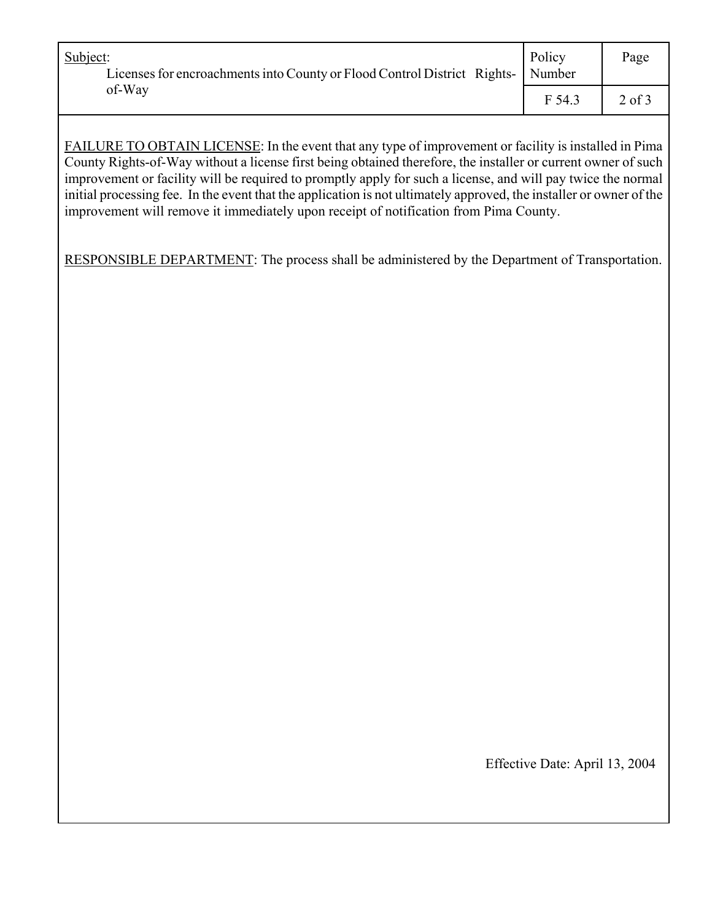FAILURE TO OBTAIN LICENSE: In the event that any type of improvement or facility is installed in Pima County Rights-of-Way without a license first being obtained therefore, the installer or current owner of such improvement or facility will be required to promptly apply for such a license, and will pay twice the normal initial processing fee. In the event that the application is not ultimately approved, the installer or owner of the improvement will remove it immediately upon receipt of notification from Pima County.

RESPONSIBLE DEPARTMENT: The process shall be administered by the Department of Transportation.

Effective Date: April 13, 2004